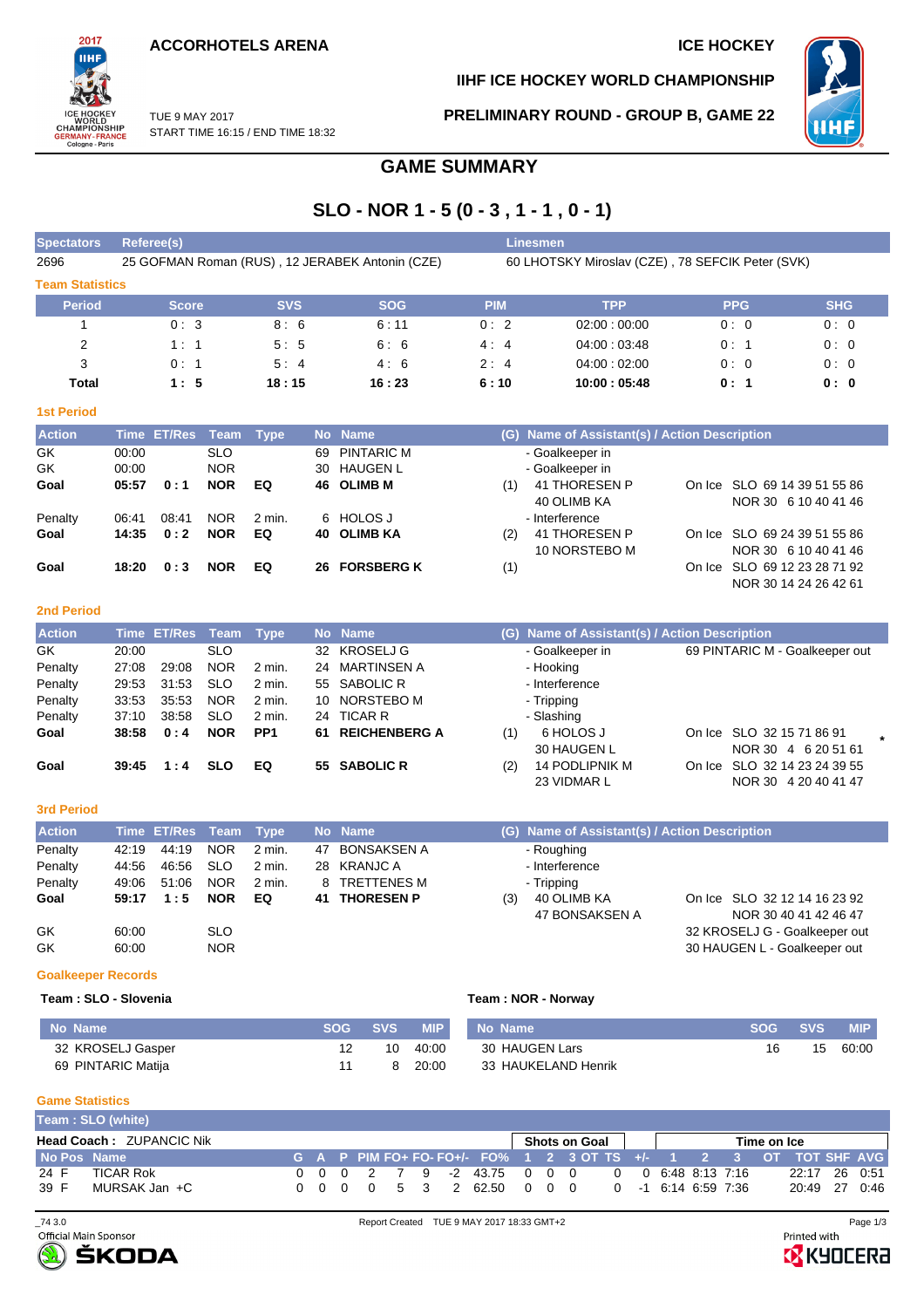ACCORHOTELS ARENA

ICE HOCKEY

IIHF ICE HOCKEY WORLD CHAMPIONSHIP

TUE 9 MAY 2017
START TIME 16:15 / END TIME 18:32

PRELIMINARY ROUND - GROUP B, GAME 22

# GAME SUMMARY

## SLO - NOR 1 - 5 (0 - 3 , 1 - 1 , 0 - 1)

| Spectators | Referee(s) | Linesmen |
|---|---|---|
| 2696 | 25 GOFMAN Roman (RUS) , 12 JERABEK Antonin (CZE) | 60 LHOTSKY Miroslav (CZE) , 78 SEFCIK Peter (SVK) |

### Team Statistics

| Period | Score | SVS | SOG | PIM | TPP | PPG | SHG |
|---|---|---|---|---|---|---|---|
| 1 | 0 : 3 | 8 : 6 | 6 : 11 | 0 : 2 | 02:00 : 00:00 | 0 : 0 | 0 : 0 |
| 2 | 1 : 1 | 5 : 5 | 6 : 6 | 4 : 4 | 04:00 : 03:48 | 0 : 1 | 0 : 0 |
| 3 | 0 : 1 | 5 : 4 | 4 : 6 | 2 : 4 | 04:00 : 02:00 | 0 : 0 | 0 : 0 |
| **Total** | **1 : 5** | **18 : 15** | **16 : 23** | **6 : 10** | **10:00 : 05:48** | **0 : 1** | **0 : 0** |

### 1st Period

| Action | Time | ET/Res | Team | Type | No | Name | (G) | Name of Assistant(s) / Action Description | |
|---|---|---|---|---|---|---|---|---|---|
| GK | 00:00 | | SLO | | 69 | PINTARIC M | | - Goalkeeper in | |
| GK | 00:00 | | NOR | | 30 | HAUGEN L | | - Goalkeeper in | |
| **Goal** | **05:57** | **0 : 1** | **NOR** | **EQ** | **46** | **OLIMB M** | (1) | 41 THORESEN P<br>40 OLIMB KA | On Ice SLO 69 14 39 51 55 86<br>NOR 30 6 10 40 41 46 |
| Penalty | 06:41 | 08:41 | NOR | 2 min. | 6 | HOLOS J | | - Interference | |
| **Goal** | **14:35** | **0 : 2** | **NOR** | **EQ** | **40** | **OLIMB KA** | (2) | 41 THORESEN P<br>10 NORSTEBO M | On Ice SLO 69 24 39 51 55 86<br>NOR 30 6 10 40 41 46 |
| **Goal** | **18:20** | **0 : 3** | **NOR** | **EQ** | **26** | **FORSBERG K** | (1) | | On Ice SLO 69 12 23 28 71 92<br>NOR 30 14 24 26 42 61 |

### 2nd Period

| Action | Time | ET/Res | Team | Type | No | Name | (G) | Name of Assistant(s) / Action Description | |
|---|---|---|---|---|---|---|---|---|---|
| GK | 20:00 | | SLO | | 32 | KROSELJ G | | - Goalkeeper in | 69 PINTARIC M - Goalkeeper out |
| Penalty | 27:08 | 29:08 | NOR | 2 min. | 24 | MARTINSEN A | | - Hooking | |
| Penalty | 29:53 | 31:53 | SLO | 2 min. | 55 | SABOLIC R | | - Interference | |
| Penalty | 33:53 | 35:53 | NOR | 2 min. | 10 | NORSTEBO M | | - Tripping | |
| Penalty | 37:10 | 38:58 | SLO | 2 min. | 24 | TICAR R | | - Slashing | |
| **Goal** | **38:58** | **0 : 4** | **NOR** | **PP1** | **61** | **REICHENBERG A** | (1) | 6 HOLOS J<br>30 HAUGEN L | On Ice SLO 32 15 71 86 91<br>NOR 30 4 6 20 51 61 * |
| **Goal** | **39:45** | **1 : 4** | **SLO** | **EQ** | **55** | **SABOLIC R** | (2) | 14 PODLIPNIK M<br>23 VIDMAR L | On Ice SLO 32 14 23 24 39 55<br>NOR 30 4 20 40 41 47 |

### 3rd Period

| Action | Time | ET/Res | Team | Type | No | Name | (G) | Name of Assistant(s) / Action Description | |
|---|---|---|---|---|---|---|---|---|---|
| Penalty | 42:19 | 44:19 | NOR | 2 min. | 47 | BONSAKSEN A | | - Roughing | |
| Penalty | 44:56 | 46:56 | SLO | 2 min. | 28 | KRANJC A | | - Interference | |
| Penalty | 49:06 | 51:06 | NOR | 2 min. | 8 | TRETTENES M | | - Tripping | |
| **Goal** | **59:17** | **1 : 5** | **NOR** | **EQ** | **41** | **THORESEN P** | (3) | 40 OLIMB KA<br>47 BONSAKSEN A | On Ice SLO 32 12 14 16 23 92<br>NOR 30 40 41 42 46 47 |
| GK | 60:00 | | SLO | | | | | | 32 KROSELJ G - Goalkeeper out |
| GK | 60:00 | | NOR | | | | | | 30 HAUGEN L - Goalkeeper out |

### Goalkeeper Records

**Team : SLO - Slovenia**

| No Name | SOG | SVS | MIP |
|---|---|---|---|
| 32 KROSELJ Gasper | 12 | 10 | 40:00 |
| 69 PINTARIC Matija | 11 | 8 | 20:00 |

**Team : NOR - Norway**

| No Name | SOG | SVS | MIP |
|---|---|---|---|
| 30 HAUGEN Lars | 16 | 15 | 60:00 |
| 33 HAUKELAND Henrik | | | |

### Game Statistics

**Team : SLO (white)**

**Head Coach :** ZUPANCIC Nik

| No | Pos | Name | G | A | P | PIM | FO+ | FO- | FO+/- | FO% | Shots on Goal 1 | 2 | 3 | OT | TS | +/- | Time on Ice 1 | 2 | 3 | OT | TOT | SHF | AVG |
|---|---|---|---|---|---|---|---|---|---|---|---|---|---|---|---|---|---|---|---|---|---|---|---|
| 24 | F | TICAR Rok | 0 | 0 | 0 | 2 | 7 | 9 | -2 | 43.75 | 0 | 0 | 0 | | 0 | 0 | 6:48 | 8:13 | 7:16 | | 22:17 | 26 | 0:51 |
| 39 | F | MURSAK Jan +C | 0 | 0 | 0 | 0 | 5 | 3 | 2 | 62.50 | 0 | 0 | 0 | | 0 | -1 | 6:14 | 6:59 | 7:36 | | 20:49 | 27 | 0:46 |

_74 3.0 Report Created TUE 9 MAY 2017 18:33 GMT+2

Official Main Sponsor ŠKODA — Printed with KYOCERA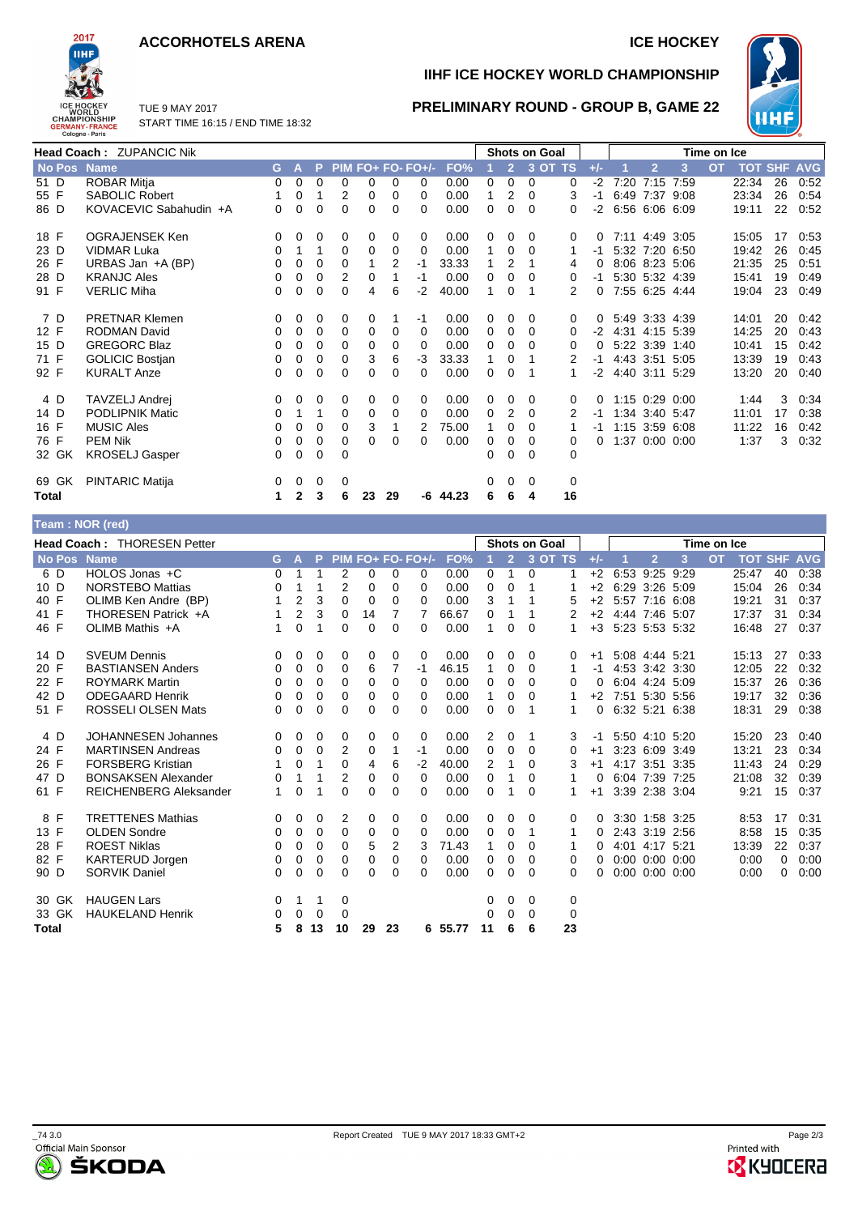# ACCORHOTELS ARENA

ICE HOCKEY

## IIHF ICE HOCKEY WORLD CHAMPIONSHIP

TUE 9 MAY 2017
START TIME 16:15 / END TIME 18:32

## PRELIMINARY ROUND - GROUP B, GAME 22

**Head Coach : ZUPANCIC Nik**

| No | Pos | Name | G | A | P | PIM | FO+ | FO- | FO+/- | FO% | Shots 1 | Shots 2 | Shots 3 | Shots OT | Shots TS | +/- | TOI 1 | TOI 2 | TOI 3 | TOI OT | TOT | SHF | AVG |
|---|---|---|---|---|---|---|---|---|---|---|---|---|---|---|---|---|---|---|---|---|---|---|---|
| 51 | D | ROBAR Mitja | 0 | 0 | 0 | 0 | 0 | 0 | 0 | 0.00 | 0 | 0 | 0 | | 0 | -2 | 7:20 | 7:15 | 7:59 | | 22:34 | 26 | 0:52 |
| 55 | F | SABOLIC Robert | 1 | 0 | 1 | 2 | 0 | 0 | 0 | 0.00 | 1 | 2 | 0 | | 3 | -1 | 6:49 | 7:37 | 9:08 | | 23:34 | 26 | 0:54 |
| 86 | D | KOVACEVIC Sabahudin +A | 0 | 0 | 0 | 0 | 0 | 0 | 0 | 0.00 | 0 | 0 | 0 | | 0 | -2 | 6:56 | 6:06 | 6:09 | | 19:11 | 22 | 0:52 |
| 18 | F | OGRAJENSEK Ken | 0 | 0 | 0 | 0 | 0 | 0 | 0 | 0.00 | 0 | 0 | 0 | | 0 | 0 | 7:11 | 4:49 | 3:05 | | 15:05 | 17 | 0:53 |
| 23 | D | VIDMAR Luka | 0 | 1 | 1 | 0 | 0 | 0 | 0 | 0.00 | 1 | 0 | 0 | | 1 | -1 | 5:32 | 7:20 | 6:50 | | 19:42 | 26 | 0:45 |
| 26 | F | URBAS Jan +A (BP) | 0 | 0 | 0 | 0 | 1 | 2 | -1 | 33.33 | 1 | 2 | 1 | | 4 | 0 | 8:06 | 8:23 | 5:06 | | 21:35 | 25 | 0:51 |
| 28 | D | KRANJC Ales | 0 | 0 | 0 | 2 | 0 | 1 | -1 | 0.00 | 0 | 0 | 0 | | 0 | -1 | 5:30 | 5:32 | 4:39 | | 15:41 | 19 | 0:49 |
| 91 | F | VERLIC Miha | 0 | 0 | 0 | 0 | 4 | 6 | -2 | 40.00 | 1 | 0 | 1 | | 2 | 0 | 7:55 | 6:25 | 4:44 | | 19:04 | 23 | 0:49 |
| 7 | D | PRETNAR Klemen | 0 | 0 | 0 | 0 | 0 | 1 | -1 | 0.00 | 0 | 0 | 0 | | 0 | 0 | 5:49 | 3:33 | 4:39 | | 14:01 | 20 | 0:42 |
| 12 | F | RODMAN David | 0 | 0 | 0 | 0 | 0 | 0 | 0 | 0.00 | 0 | 0 | 0 | | 0 | -2 | 4:31 | 4:15 | 5:39 | | 14:25 | 20 | 0:43 |
| 15 | D | GREGORC Blaz | 0 | 0 | 0 | 0 | 0 | 0 | 0 | 0.00 | 0 | 0 | 0 | | 0 | 0 | 5:22 | 3:39 | 1:40 | | 10:41 | 15 | 0:42 |
| 71 | F | GOLICIC Bostjan | 0 | 0 | 0 | 0 | 3 | 6 | -3 | 33.33 | 1 | 0 | 1 | | 2 | -1 | 4:43 | 3:51 | 5:05 | | 13:39 | 19 | 0:43 |
| 92 | F | KURALT Anze | 0 | 0 | 0 | 0 | 0 | 0 | 0 | 0.00 | 0 | 0 | 1 | | 1 | -2 | 4:40 | 3:11 | 5:29 | | 13:20 | 20 | 0:40 |
| 4 | D | TAVZELJ Andrej | 0 | 0 | 0 | 0 | 0 | 0 | 0 | 0.00 | 0 | 0 | 0 | | 0 | 0 | 1:15 | 0:29 | 0:00 | | 1:44 | 3 | 0:34 |
| 14 | D | PODLIPNIK Matic | 0 | 1 | 1 | 0 | 0 | 0 | 0 | 0.00 | 0 | 2 | 0 | | 2 | -1 | 1:34 | 3:40 | 5:47 | | 11:01 | 17 | 0:38 |
| 16 | F | MUSIC Ales | 0 | 0 | 0 | 0 | 3 | 1 | 2 | 75.00 | 1 | 0 | 0 | | 1 | -1 | 1:15 | 3:59 | 6:08 | | 11:22 | 16 | 0:42 |
| 76 | F | PEM Nik | 0 | 0 | 0 | 0 | 0 | 0 | 0 | 0.00 | 0 | 0 | 0 | | 0 | 0 | 1:37 | 0:00 | 0:00 | | 1:37 | 3 | 0:32 |
| 32 | GK | KROSELJ Gasper | 0 | 0 | 0 | 0 | | | | | 0 | 0 | 0 | | 0 | | | | | | | | |
| 69 | GK | PINTARIC Matija | 0 | 0 | 0 | 0 | | | | | 0 | 0 | 0 | | 0 | | | | | | | | |
| **Total** | | | **1** | **2** | **3** | **6** | **23** | **29** | **-6** | **44.23** | **6** | **6** | **4** | | **16** | | | | | | | | |

**Team : NOR (red)**

**Head Coach : THORESEN Petter**

| No | Pos | Name | G | A | P | PIM | FO+ | FO- | FO+/- | FO% | Shots 1 | Shots 2 | Shots 3 | Shots OT | Shots TS | +/- | TOI 1 | TOI 2 | TOI 3 | TOI OT | TOT | SHF | AVG |
|---|---|---|---|---|---|---|---|---|---|---|---|---|---|---|---|---|---|---|---|---|---|---|---|
| 6 | D | HOLOS Jonas +C | 0 | 1 | 1 | 2 | 0 | 0 | 0 | 0.00 | 0 | 1 | 0 | | 1 | +2 | 6:53 | 9:25 | 9:29 | | 25:47 | 40 | 0:38 |
| 10 | D | NORSTEBO Mattias | 0 | 1 | 1 | 2 | 0 | 0 | 0 | 0.00 | 0 | 0 | 1 | | 1 | +2 | 6:29 | 3:26 | 5:09 | | 15:04 | 26 | 0:34 |
| 40 | F | OLIMB Ken Andre (BP) | 1 | 2 | 3 | 0 | 0 | 0 | 0 | 0.00 | 3 | 1 | 1 | | 5 | +2 | 5:57 | 7:16 | 6:08 | | 19:21 | 31 | 0:37 |
| 41 | F | THORESEN Patrick +A | 1 | 2 | 3 | 0 | 14 | 7 | 7 | 66.67 | 0 | 1 | 1 | | 2 | +2 | 4:44 | 7:46 | 5:07 | | 17:37 | 31 | 0:34 |
| 46 | F | OLIMB Mathis +A | 1 | 0 | 1 | 0 | 0 | 0 | 0 | 0.00 | 1 | 0 | 0 | | 1 | +3 | 5:23 | 5:53 | 5:32 | | 16:48 | 27 | 0:37 |
| 14 | D | SVEUM Dennis | 0 | 0 | 0 | 0 | 0 | 0 | 0 | 0.00 | 0 | 0 | 0 | | 0 | +1 | 5:08 | 4:44 | 5:21 | | 15:13 | 27 | 0:33 |
| 20 | F | BASTIANSEN Anders | 0 | 0 | 0 | 0 | 6 | 7 | -1 | 46.15 | 1 | 0 | 0 | | 1 | -1 | 4:53 | 3:42 | 3:30 | | 12:05 | 22 | 0:32 |
| 22 | F | ROYMARK Martin | 0 | 0 | 0 | 0 | 0 | 0 | 0 | 0.00 | 0 | 0 | 0 | | 0 | 0 | 6:04 | 4:24 | 5:09 | | 15:37 | 26 | 0:36 |
| 42 | D | ODEGAARD Henrik | 0 | 0 | 0 | 0 | 0 | 0 | 0 | 0.00 | 1 | 0 | 0 | | 1 | +2 | 7:51 | 5:30 | 5:56 | | 19:17 | 32 | 0:36 |
| 51 | F | ROSSELI OLSEN Mats | 0 | 0 | 0 | 0 | 0 | 0 | 0 | 0.00 | 0 | 0 | 1 | | 1 | 0 | 6:32 | 5:21 | 6:38 | | 18:31 | 29 | 0:38 |
| 4 | D | JOHANNESEN Johannes | 0 | 0 | 0 | 0 | 0 | 0 | 0 | 0.00 | 2 | 0 | 1 | | 3 | -1 | 5:50 | 4:10 | 5:20 | | 15:20 | 23 | 0:40 |
| 24 | F | MARTINSEN Andreas | 0 | 0 | 0 | 2 | 0 | 1 | -1 | 0.00 | 0 | 0 | 0 | | 0 | +1 | 3:23 | 6:09 | 3:49 | | 13:21 | 23 | 0:34 |
| 26 | F | FORSBERG Kristian | 1 | 0 | 1 | 0 | 4 | 6 | -2 | 40.00 | 2 | 1 | 0 | | 3 | +1 | 4:17 | 3:51 | 3:35 | | 11:43 | 24 | 0:29 |
| 47 | D | BONSAKSEN Alexander | 0 | 1 | 1 | 2 | 0 | 0 | 0 | 0.00 | 0 | 1 | 0 | | 1 | 0 | 6:04 | 7:39 | 7:25 | | 21:08 | 32 | 0:39 |
| 61 | F | REICHENBERG Aleksander | 1 | 0 | 1 | 0 | 0 | 0 | 0 | 0.00 | 0 | 1 | 0 | | 1 | +1 | 3:39 | 2:38 | 3:04 | | 9:21 | 15 | 0:37 |
| 8 | F | TRETTENES Mathias | 0 | 0 | 0 | 2 | 0 | 0 | 0 | 0.00 | 0 | 0 | 0 | | 0 | 0 | 3:30 | 1:58 | 3:25 | | 8:53 | 17 | 0:31 |
| 13 | F | OLDEN Sondre | 0 | 0 | 0 | 0 | 0 | 0 | 0 | 0.00 | 0 | 0 | 1 | | 1 | 0 | 2:43 | 3:19 | 2:56 | | 8:58 | 15 | 0:35 |
| 28 | F | ROEST Niklas | 0 | 0 | 0 | 0 | 5 | 2 | 3 | 71.43 | 1 | 0 | 0 | | 1 | 0 | 4:01 | 4:17 | 5:21 | | 13:39 | 22 | 0:37 |
| 82 | F | KARTERUD Jorgen | 0 | 0 | 0 | 0 | 0 | 0 | 0 | 0.00 | 0 | 0 | 0 | | 0 | 0 | 0:00 | 0:00 | 0:00 | | 0:00 | 0 | 0:00 |
| 90 | D | SORVIK Daniel | 0 | 0 | 0 | 0 | 0 | 0 | 0 | 0.00 | 0 | 0 | 0 | | 0 | 0 | 0:00 | 0:00 | 0:00 | | 0:00 | 0 | 0:00 |
| 30 | GK | HAUGEN Lars | 0 | 1 | 1 | 0 | | | | | 0 | 0 | 0 | | 0 | | | | | | | | |
| 33 | GK | HAUKELAND Henrik | 0 | 0 | 0 | 0 | | | | | 0 | 0 | 0 | | 0 | | | | | | | | |
| **Total** | | | **5** | **8** | **13** | **10** | **29** | **23** | **6** | **55.77** | **11** | **6** | **6** | | **23** | | | | | | | | |

_74 3.0 Report Created TUE 9 MAY 2017 18:33 GMT+2

Official Main Sponsor ŠKODA — Printed with KYOCERA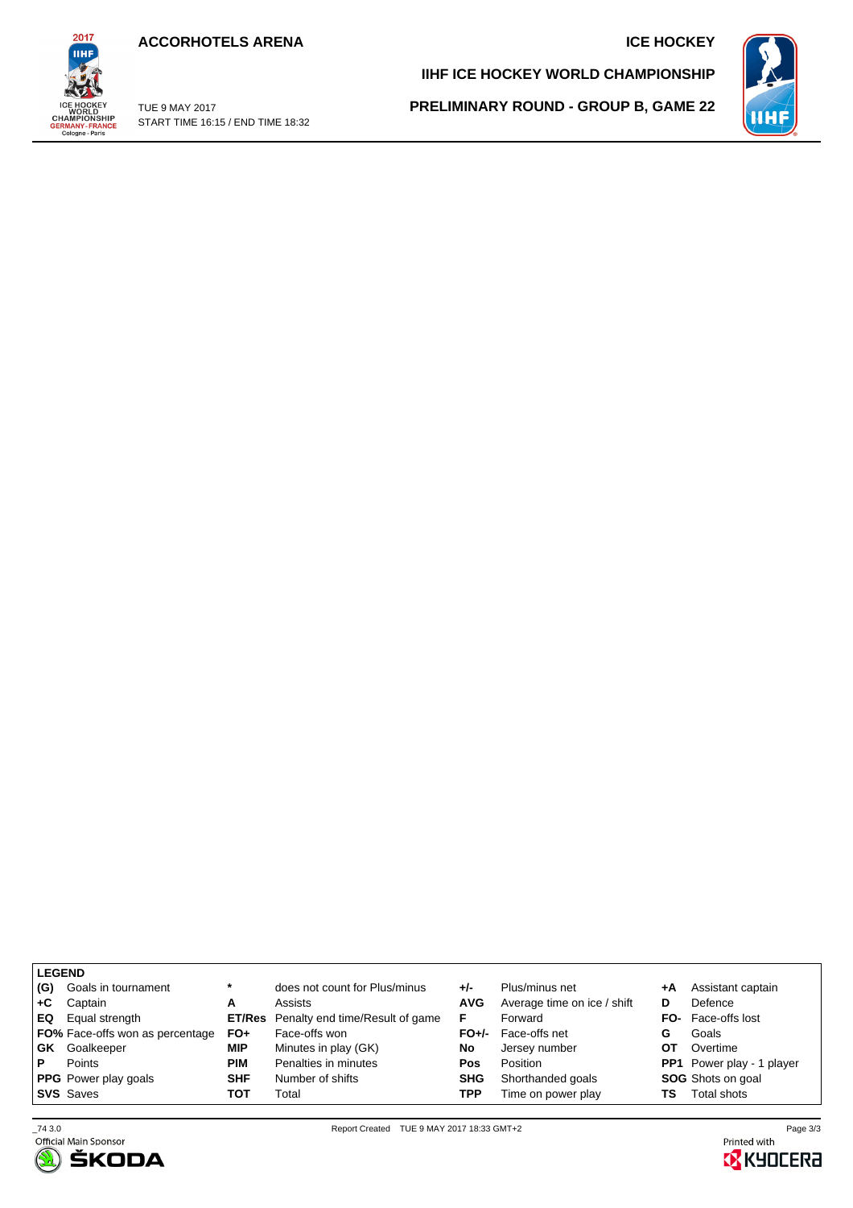**LEGEND**

| | | | | | | | |
|---|---|---|---|---|---|---|---|
| **(G)** | Goals in tournament | ***** | does not count for Plus/minus | **+/-** | Plus/minus net | **+A** | Assistant captain |
| **+C** | Captain | **A** | Assists | **AVG** | Average time on ice / shift | **D** | Defence |
| **EQ** | Equal strength | **ET/Res** | Penalty end time/Result of game | **F** | Forward | **FO-** | Face-offs lost |
| **FO%** | Face-offs won as percentage | **FO+** | Face-offs won | **FO+/-** | Face-offs net | **G** | Goals |
| **GK** | Goalkeeper | **MIP** | Minutes in play (GK) | **No** | Jersey number | **OT** | Overtime |
| **P** | Points | **PIM** | Penalties in minutes | **Pos** | Position | **PP1** | Power play - 1 player |
| **PPG** | Power play goals | **SHF** | Number of shifts | **SHG** | Shorthanded goals | **SOG** | Shots on goal |
| **SVS** | Saves | **TOT** | Total | **TPP** | Time on power play | **TS** | Total shots |